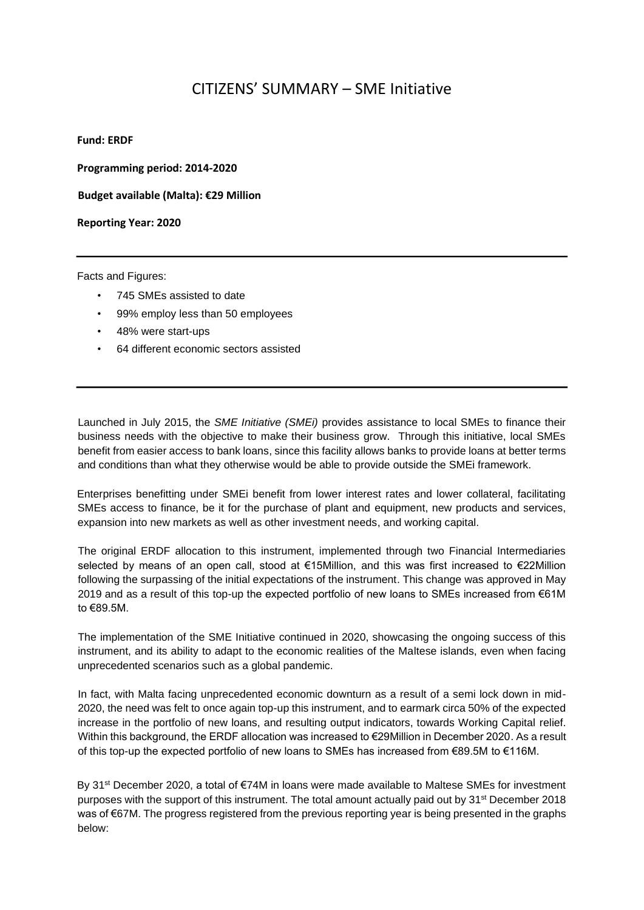# CITIZENS' SUMMARY – SME Initiative

**Fund: ERDF**

**Programming period: 2014-2020**

**Budget available (Malta): €29 Million**

**Reporting Year: 2020**

---

Facts and Figures:

- 745 SMEs assisted to date
- 99% employ less than 50 employees
- 48% were start-ups
- 64 different economic sectors assisted

---

Launched in July 2015, the *SME Initiative (SMEi)* provides assistance to local SMEs to finance their business needs with the objective to make their business grow. Through this initiative, local SMEs benefit from easier access to bank loans, since this facility allows banks to provide loans at better terms and conditions than what they otherwise would be able to provide outside the SMEi framework.

Enterprises benefitting under SMEi benefit from lower interest rates and lower collateral, facilitating SMEs access to finance, be it for the purchase of plant and equipment, new products and services, expansion into new markets as well as other investment needs, and working capital.

The original ERDF allocation to this instrument, implemented through two Financial Intermediaries selected by means of an open call, stood at €15Million, and this was first increased to €22Million following the surpassing of the initial expectations of the instrument. This change was approved in May 2019 and as a result of this top-up the expected portfolio of new loans to SMEs increased from €61M to €89.5M.

The implementation of the SME Initiative continued in 2020, showcasing the ongoing success of this instrument, and its ability to adapt to the economic realities of the Maltese islands, even when facing unprecedented scenarios such as a global pandemic.

In fact, with Malta facing unprecedented economic downturn as a result of a semi lock down in mid-2020, the need was felt to once again top-up this instrument, and to earmark circa 50% of the expected increase in the portfolio of new loans, and resulting output indicators, towards Working Capital relief. Within this background, the ERDF allocation was increased to €29Million in December 2020. As a result of this top-up the expected portfolio of new loans to SMEs has increased from €89.5M to €116M.

By 31st December 2020, a total of €74M in loans were made available to Maltese SMEs for investment purposes with the support of this instrument. The total amount actually paid out by 31st December 2018 was of €67M. The progress registered from the previous reporting year is being presented in the graphs below: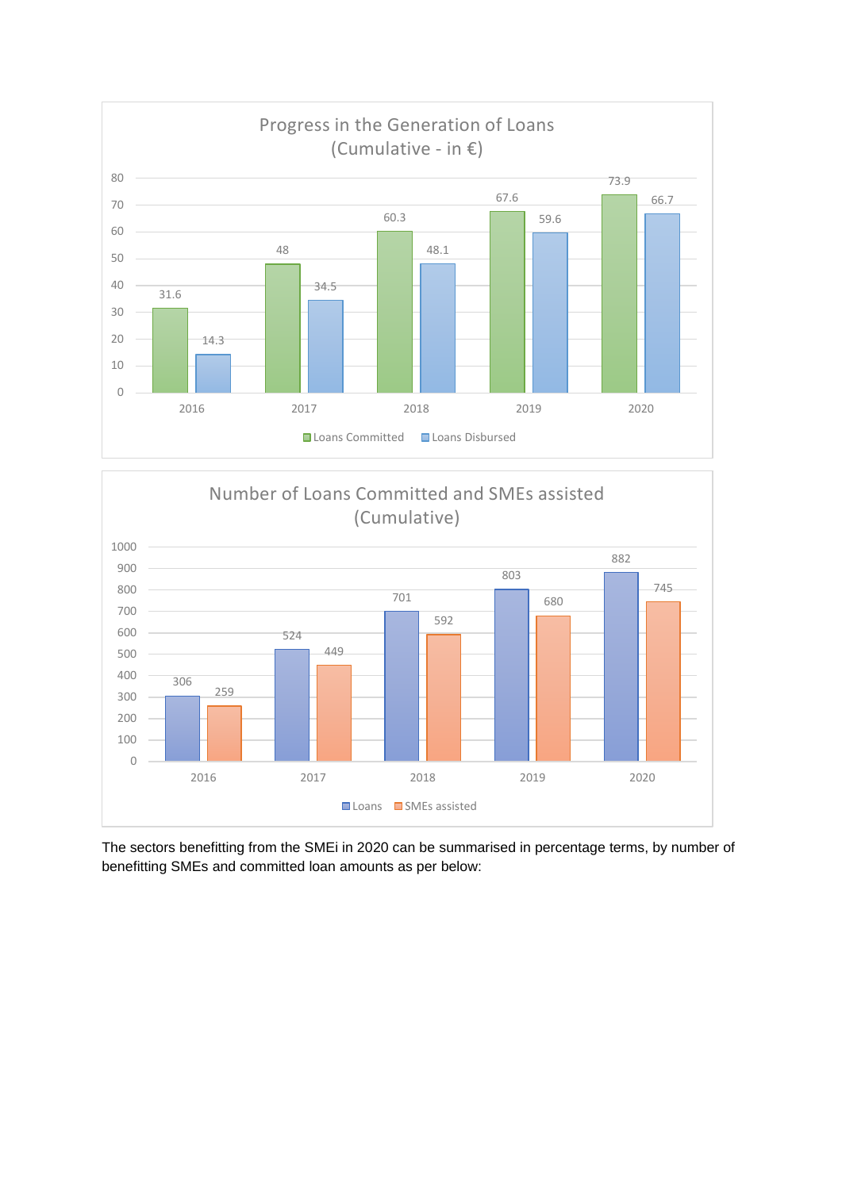**Progress in the Generation of Loans (Cumulative - in €)**

| Year | Loans Committed | Loans Disbursed |
|---|---|---|
| 2016 | 31.6 | 14.3 |
| 2017 | 48 | 34.5 |
| 2018 | 60.3 | 48.1 |
| 2019 | 67.6 | 59.6 |
| 2020 | 73.9 | 66.7 |

**Number of Loans Committed and SMEs assisted (Cumulative)**

| Year | Loans | SMEs assisted |
|---|---|---|
| 2016 | 306 | 259 |
| 2017 | 524 | 449 |
| 2018 | 701 | 592 |
| 2019 | 803 | 680 |
| 2020 | 882 | 745 |

The sectors benefitting from the SMEi in 2020 can be summarised in percentage terms, by number of benefitting SMEs and committed loan amounts as per below: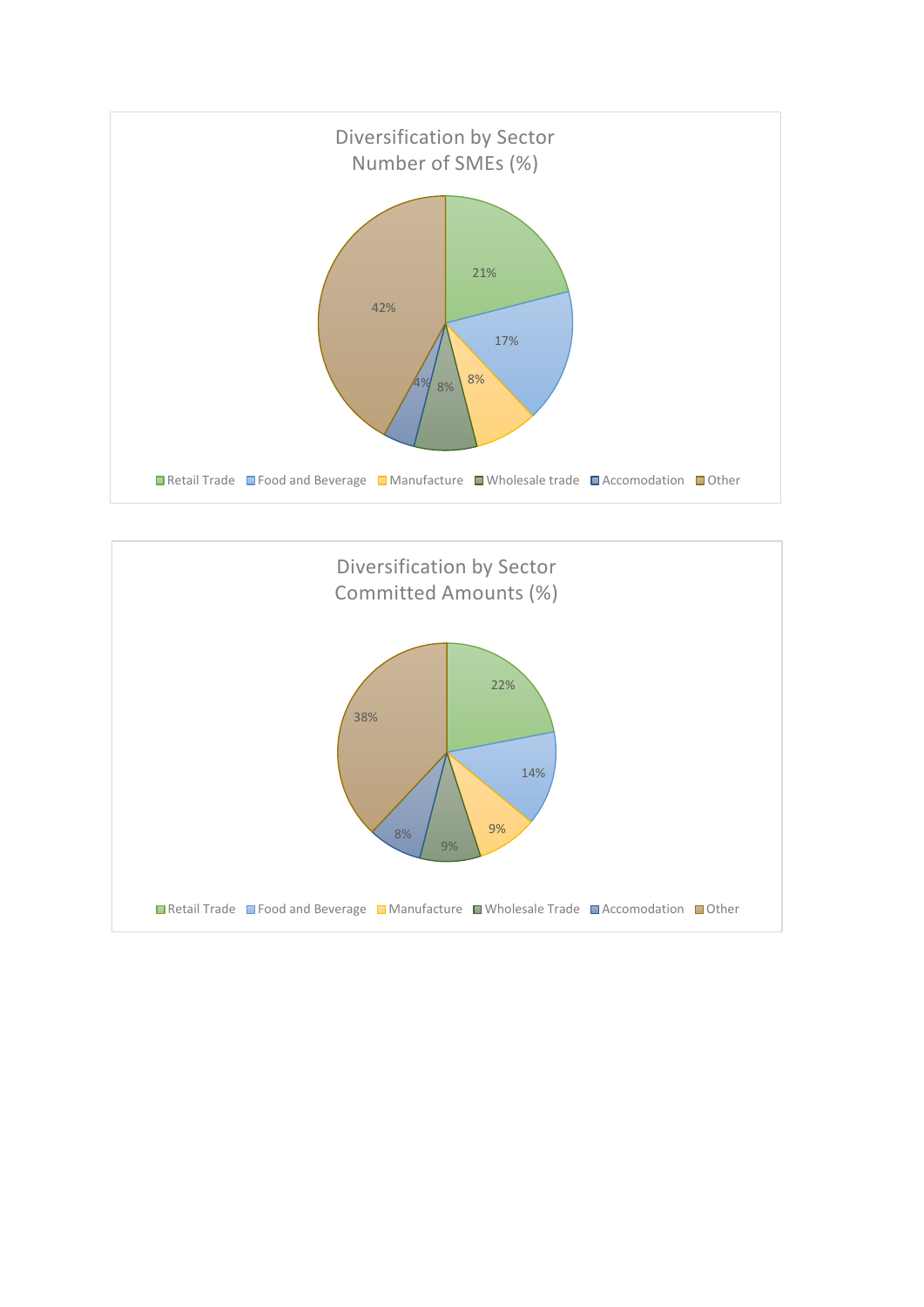## Diversification by Sector
## Number of SMEs (%)

| Sector | % |
|---|---|
| Retail Trade | 21% |
| Food and Beverage | 17% |
| Manufacture | 8% |
| Wholesale trade | 8% |
| Accomodation | 4% |
| Other | 42% |

## Diversification by Sector
## Committed Amounts (%)

| Sector | % |
|---|---|
| Retail Trade | 22% |
| Food and Beverage | 14% |
| Manufacture | 9% |
| Wholesale Trade | 9% |
| Accomodation | 8% |
| Other | 38% |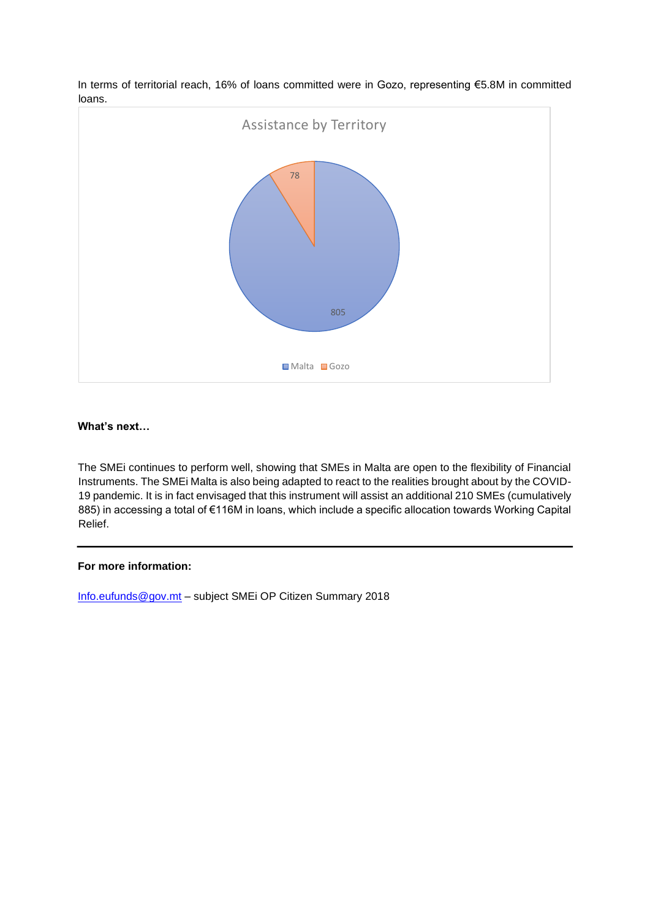In terms of territorial reach, 16% of loans committed were in Gozo, representing €5.8M in committed loans.

Assistance by Territory

| Territory | Value |
| --- | --- |
| Malta | 805 |
| Gozo | 78 |

**What's next…**

The SMEi continues to perform well, showing that SMEs in Malta are open to the flexibility of Financial Instruments. The SMEi Malta is also being adapted to react to the realities brought about by the COVID-19 pandemic. It is in fact envisaged that this instrument will assist an additional 210 SMEs (cumulatively 885) in accessing a total of €116M in loans, which include a specific allocation towards Working Capital Relief.

---

**For more information:**

Info.eufunds@gov.mt – subject SMEi OP Citizen Summary 2018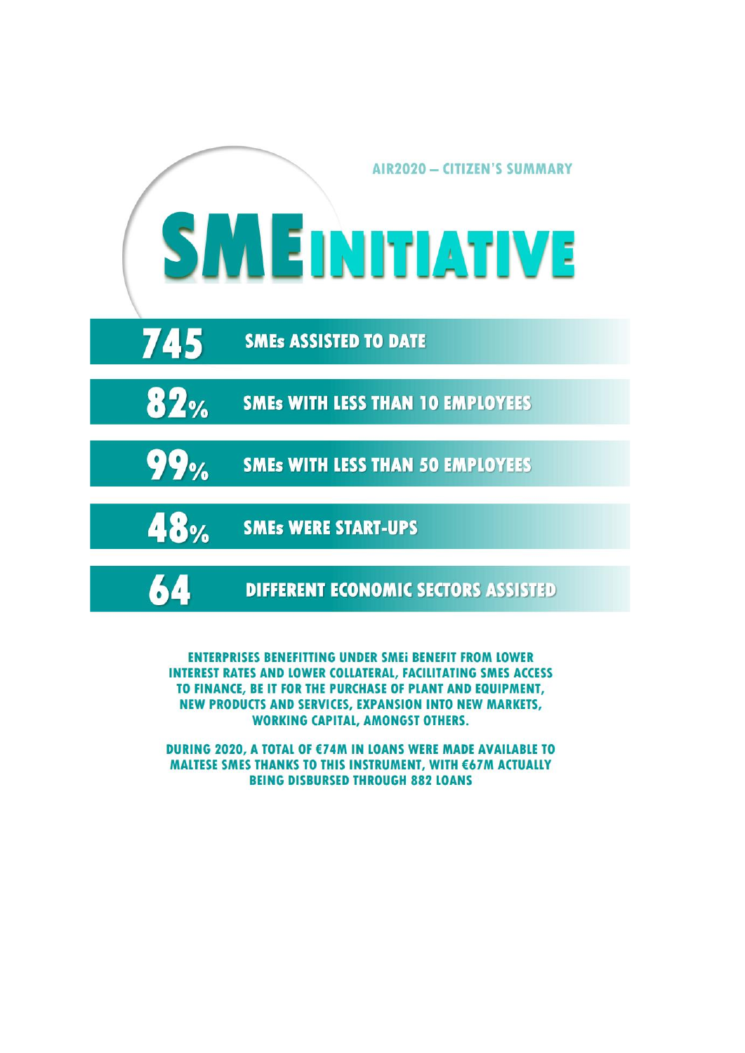AIR2020 – CITIZEN'S SUMMARY

# SME INITIATIVE

**745** SMEs ASSISTED TO DATE

**82%** SMEs WITH LESS THAN 10 EMPLOYEES

**99%** SMEs WITH LESS THAN 50 EMPLOYEES

**48%** SMEs WERE START-UPS

**64** DIFFERENT ECONOMIC SECTORS ASSISTED

**ENTERPRISES BENEFITTING UNDER SMEi BENEFIT FROM LOWER INTEREST RATES AND LOWER COLLATERAL, FACILITATING SMES ACCESS TO FINANCE, BE IT FOR THE PURCHASE OF PLANT AND EQUIPMENT, NEW PRODUCTS AND SERVICES, EXPANSION INTO NEW MARKETS, WORKING CAPITAL, AMONGST OTHERS.**

**DURING 2020, A TOTAL OF €74M IN LOANS WERE MADE AVAILABLE TO MALTESE SMES THANKS TO THIS INSTRUMENT, WITH €67M ACTUALLY BEING DISBURSED THROUGH 882 LOANS**